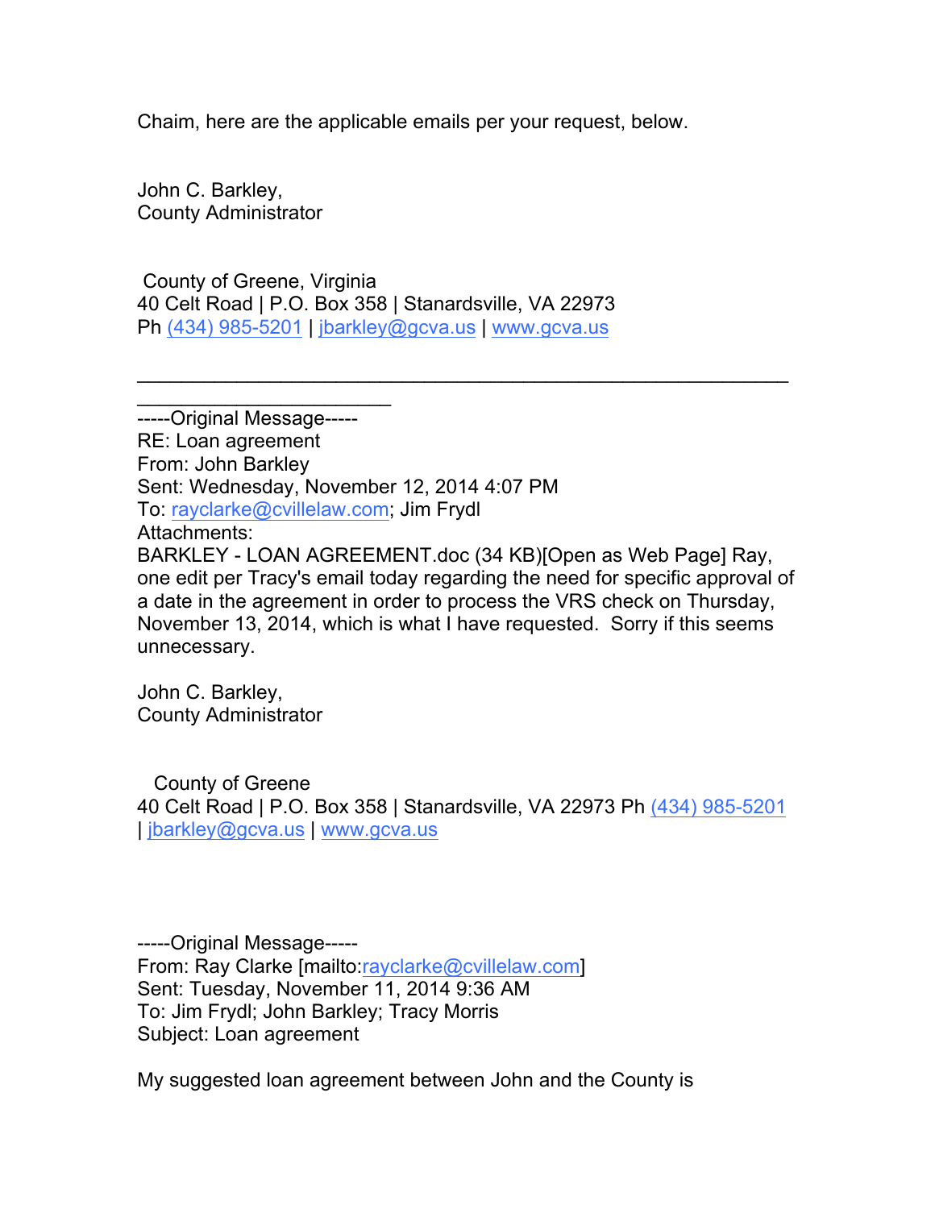Chaim, here are the applicable emails per your request, below.

John C. Barkley,
County Administrator

County of Greene, Virginia
40 Celt Road | P.O. Box 358 | Stanardsville, VA 22973
Ph (434) 985-5201 | jbarkley@gcva.us | www.gcva.us

---

-----Original Message-----
RE: Loan agreement
From: John Barkley
Sent: Wednesday, November 12, 2014 4:07 PM
To: rayclarke@cvillelaw.com; Jim Frydl
Attachments:
BARKLEY - LOAN AGREEMENT.doc (34 KB)[Open as Web Page] Ray, one edit per Tracy's email today regarding the need for specific approval of a date in the agreement in order to process the VRS check on Thursday, November 13, 2014, which is what I have requested. Sorry if this seems unnecessary.

John C. Barkley,
County Administrator

County of Greene
40 Celt Road | P.O. Box 358 | Stanardsville, VA 22973 Ph (434) 985-5201 | jbarkley@gcva.us | www.gcva.us

-----Original Message-----
From: Ray Clarke [mailto:rayclarke@cvillelaw.com]
Sent: Tuesday, November 11, 2014 9:36 AM
To: Jim Frydl; John Barkley; Tracy Morris
Subject: Loan agreement

My suggested loan agreement between John and the County is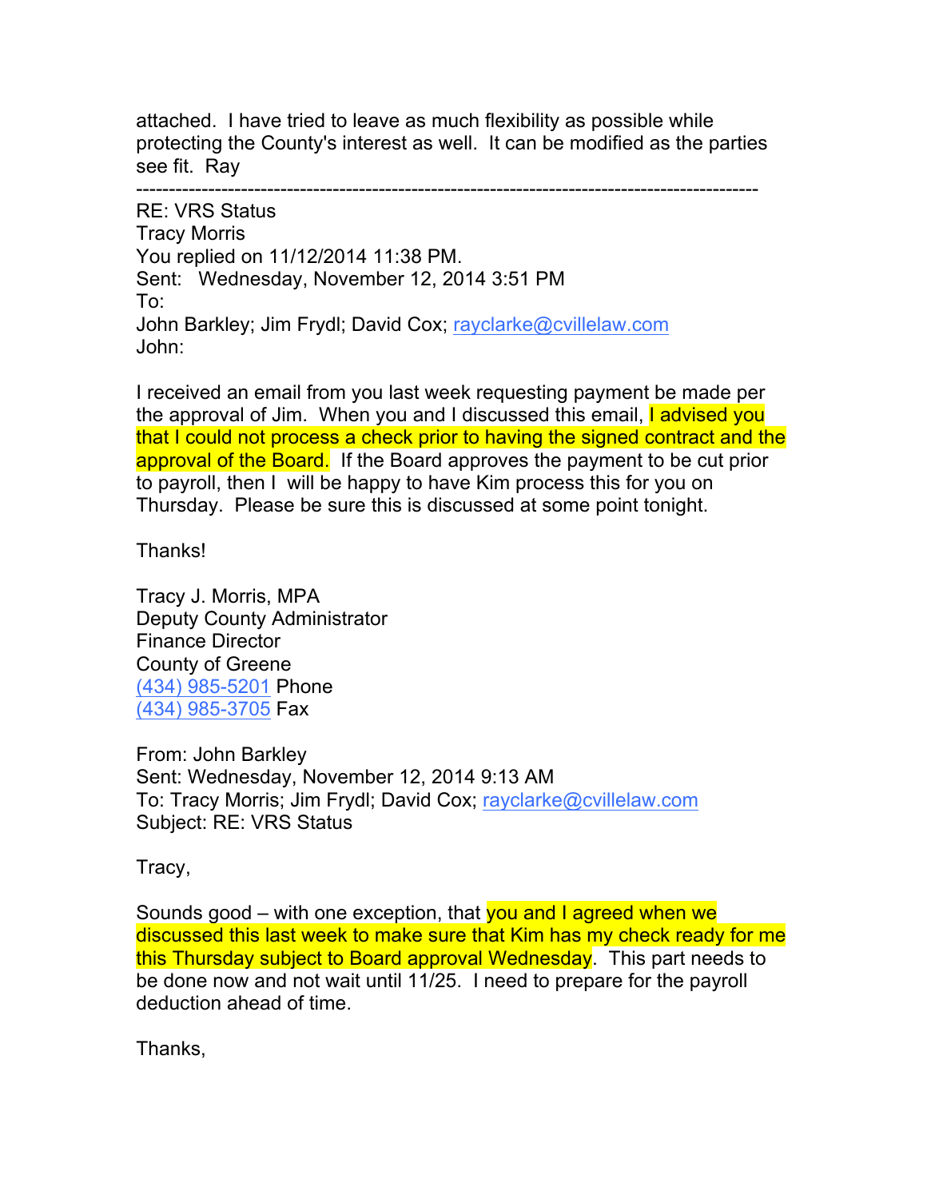attached.  I have tried to leave as much flexibility as possible while protecting the County's interest as well.  It can be modified as the parties see fit.  Ray

---

RE: VRS Status
Tracy Morris
You replied on 11/12/2014 11:38 PM.
Sent:   Wednesday, November 12, 2014 3:51 PM
To:
John Barkley; Jim Frydl; David Cox; rayclarke@cvillelaw.com
John:

I received an email from you last week requesting payment be made per the approval of Jim.  When you and I discussed this email, I advised you that I could not process a check prior to having the signed contract and the approval of the Board.  If the Board approves the payment to be cut prior to payroll, then I  will be happy to have Kim process this for you on Thursday.  Please be sure this is discussed at some point tonight.

Thanks!

Tracy J. Morris, MPA
Deputy County Administrator
Finance Director
County of Greene
(434) 985-5201 Phone
(434) 985-3705 Fax

From: John Barkley
Sent: Wednesday, November 12, 2014 9:13 AM
To: Tracy Morris; Jim Frydl; David Cox; rayclarke@cvillelaw.com
Subject: RE: VRS Status

Tracy,

Sounds good – with one exception, that you and I agreed when we discussed this last week to make sure that Kim has my check ready for me this Thursday subject to Board approval Wednesday.  This part needs to be done now and not wait until 11/25.  I need to prepare for the payroll deduction ahead of time.

Thanks,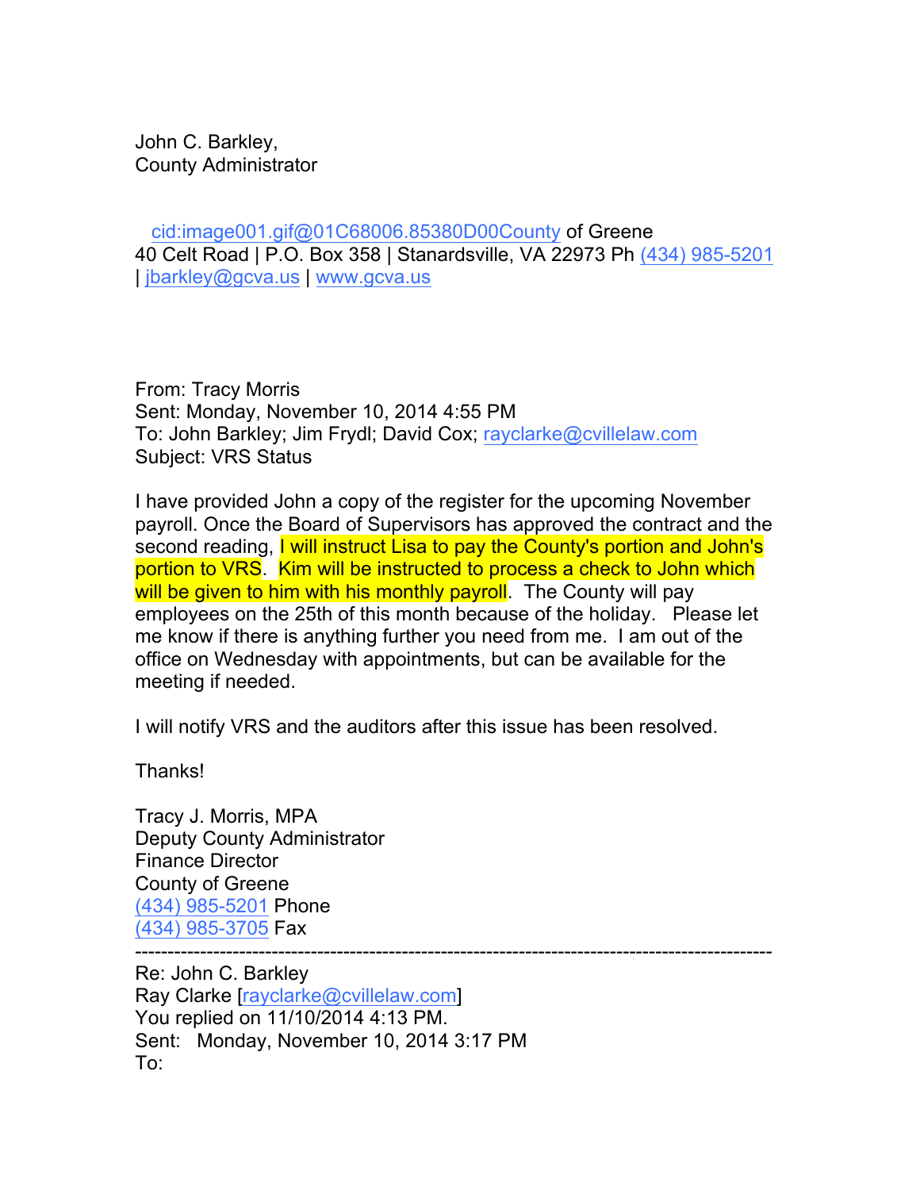John C. Barkley,
County Administrator

cid:image001.gif@01C68006.85380D00County of Greene
40 Celt Road | P.O. Box 358 | Stanardsville, VA 22973 Ph (434) 985-5201 | jbarkley@gcva.us | www.gcva.us

From: Tracy Morris
Sent: Monday, November 10, 2014 4:55 PM
To: John Barkley; Jim Frydl; David Cox; rayclarke@cvillelaw.com
Subject: VRS Status

I have provided John a copy of the register for the upcoming November payroll. Once the Board of Supervisors has approved the contract and the second reading, I will instruct Lisa to pay the County's portion and John's portion to VRS. Kim will be instructed to process a check to John which will be given to him with his monthly payroll. The County will pay employees on the 25th of this month because of the holiday. Please let me know if there is anything further you need from me. I am out of the office on Wednesday with appointments, but can be available for the meeting if needed.

I will notify VRS and the auditors after this issue has been resolved.

Thanks!

Tracy J. Morris, MPA
Deputy County Administrator
Finance Director
County of Greene
(434) 985-5201 Phone
(434) 985-3705 Fax

---

Re: John C. Barkley
Ray Clarke [rayclarke@cvillelaw.com]
You replied on 11/10/2014 4:13 PM.
Sent: Monday, November 10, 2014 3:17 PM
To: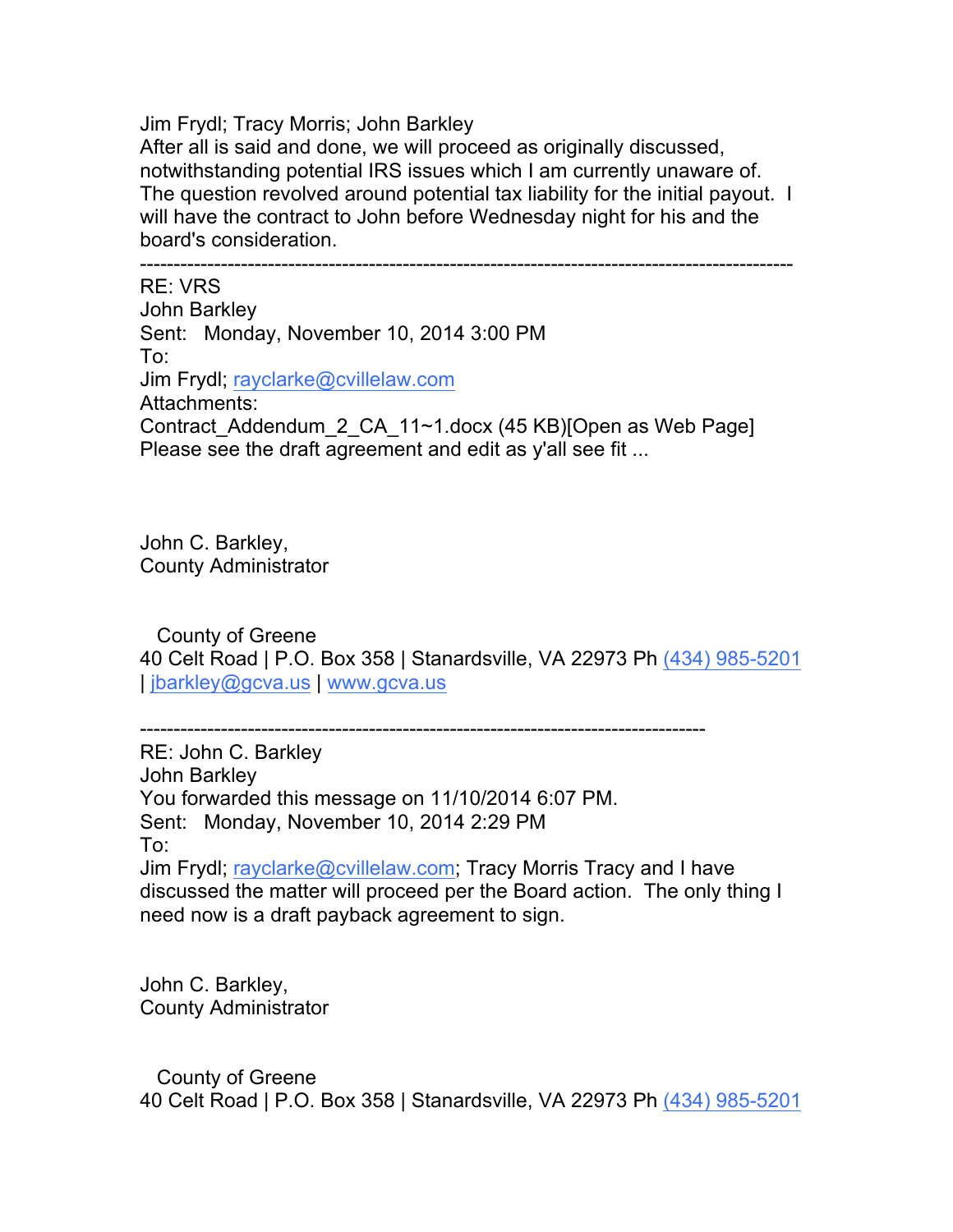Jim Frydl; Tracy Morris; John Barkley
After all is said and done, we will proceed as originally discussed, notwithstanding potential IRS issues which I am currently unaware of. The question revolved around potential tax liability for the initial payout. I will have the contract to John before Wednesday night for his and the board's consideration.

---

RE: VRS
John Barkley
Sent: Monday, November 10, 2014 3:00 PM
To:
Jim Frydl; rayclarke@cvillelaw.com
Attachments:
Contract_Addendum_2_CA_11~1.docx (45 KB)[Open as Web Page]
Please see the draft agreement and edit as y'all see fit ...

John C. Barkley,
County Administrator

County of Greene
40 Celt Road | P.O. Box 358 | Stanardsville, VA 22973 Ph (434) 985-5201 | jbarkley@gcva.us | www.gcva.us

---

RE: John C. Barkley
John Barkley
You forwarded this message on 11/10/2014 6:07 PM.
Sent: Monday, November 10, 2014 2:29 PM
To:
Jim Frydl; rayclarke@cvillelaw.com; Tracy Morris Tracy and I have discussed the matter will proceed per the Board action. The only thing I need now is a draft payback agreement to sign.

John C. Barkley,
County Administrator

County of Greene
40 Celt Road | P.O. Box 358 | Stanardsville, VA 22973 Ph (434) 985-5201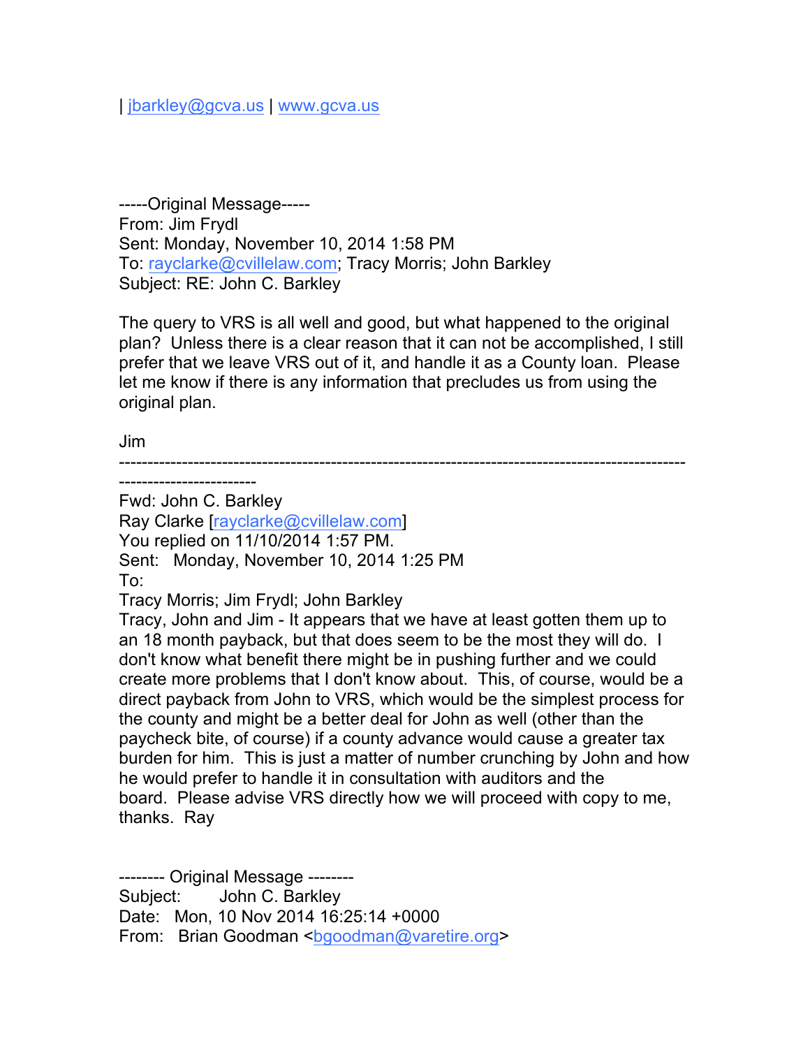| [jbarkley@gcva.us](mailto:jbarkley@gcva.us) | [www.gcva.us](http://www.gcva.us)

-----Original Message-----
From: Jim Frydl
Sent: Monday, November 10, 2014 1:58 PM
To: [rayclarke@cvillelaw.com](mailto:rayclarke@cvillelaw.com); Tracy Morris; John Barkley
Subject: RE: John C. Barkley

The query to VRS is all well and good, but what happened to the original plan? Unless there is a clear reason that it can not be accomplished, I still prefer that we leave VRS out of it, and handle it as a County loan. Please let me know if there is any information that precludes us from using the original plan.

Jim

------------------------------------------------------------------------------------------------------------------------

Fwd: John C. Barkley
Ray Clarke [[rayclarke@cvillelaw.com](mailto:rayclarke@cvillelaw.com)]
You replied on 11/10/2014 1:57 PM.
Sent: Monday, November 10, 2014 1:25 PM
To:
Tracy Morris; Jim Frydl; John Barkley
Tracy, John and Jim - It appears that we have at least gotten them up to an 18 month payback, but that does seem to be the most they will do. I don't know what benefit there might be in pushing further and we could create more problems that I don't know about. This, of course, would be a direct payback from John to VRS, which would be the simplest process for the county and might be a better deal for John as well (other than the paycheck bite, of course) if a county advance would cause a greater tax burden for him. This is just a matter of number crunching by John and how he would prefer to handle it in consultation with auditors and the board. Please advise VRS directly how we will proceed with copy to me, thanks. Ray

-------- Original Message --------
Subject: John C. Barkley
Date: Mon, 10 Nov 2014 16:25:14 +0000
From: Brian Goodman <[bgoodman@varetire.org](mailto:bgoodman@varetire.org)>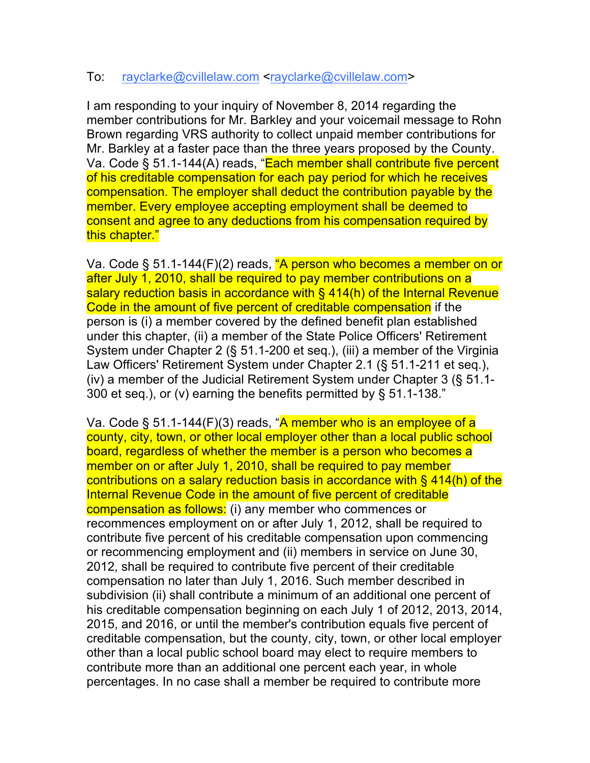To: rayclarke@cvillelaw.com <rayclarke@cvillelaw.com>

I am responding to your inquiry of November 8, 2014 regarding the member contributions for Mr. Barkley and your voicemail message to Rohn Brown regarding VRS authority to collect unpaid member contributions for Mr. Barkley at a faster pace than the three years proposed by the County. Va. Code § 51.1-144(A) reads, "Each member shall contribute five percent of his creditable compensation for each pay period for which he receives compensation. The employer shall deduct the contribution payable by the member. Every employee accepting employment shall be deemed to consent and agree to any deductions from his compensation required by this chapter."

Va. Code § 51.1-144(F)(2) reads, "A person who becomes a member on or after July 1, 2010, shall be required to pay member contributions on a salary reduction basis in accordance with § 414(h) of the Internal Revenue Code in the amount of five percent of creditable compensation if the person is (i) a member covered by the defined benefit plan established under this chapter, (ii) a member of the State Police Officers' Retirement System under Chapter 2 (§ 51.1-200 et seq.), (iii) a member of the Virginia Law Officers' Retirement System under Chapter 2.1 (§ 51.1-211 et seq.), (iv) a member of the Judicial Retirement System under Chapter 3 (§ 51.1-300 et seq.), or (v) earning the benefits permitted by § 51.1-138."

Va. Code § 51.1-144(F)(3) reads, "A member who is an employee of a county, city, town, or other local employer other than a local public school board, regardless of whether the member is a person who becomes a member on or after July 1, 2010, shall be required to pay member contributions on a salary reduction basis in accordance with § 414(h) of the Internal Revenue Code in the amount of five percent of creditable compensation as follows: (i) any member who commences or recommences employment on or after July 1, 2012, shall be required to contribute five percent of his creditable compensation upon commencing or recommencing employment and (ii) members in service on June 30, 2012, shall be required to contribute five percent of their creditable compensation no later than July 1, 2016. Such member described in subdivision (ii) shall contribute a minimum of an additional one percent of his creditable compensation beginning on each July 1 of 2012, 2013, 2014, 2015, and 2016, or until the member's contribution equals five percent of creditable compensation, but the county, city, town, or other local employer other than a local public school board may elect to require members to contribute more than an additional one percent each year, in whole percentages. In no case shall a member be required to contribute more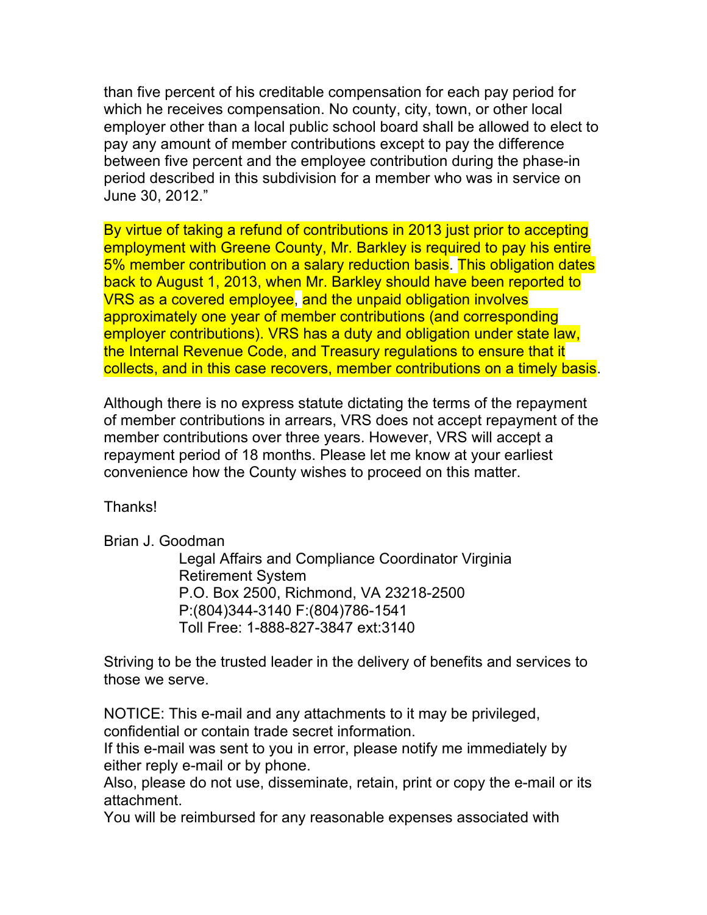than five percent of his creditable compensation for each pay period for which he receives compensation. No county, city, town, or other local employer other than a local public school board shall be allowed to elect to pay any amount of member contributions except to pay the difference between five percent and the employee contribution during the phase-in period described in this subdivision for a member who was in service on June 30, 2012."

By virtue of taking a refund of contributions in 2013 just prior to accepting employment with Greene County, Mr. Barkley is required to pay his entire 5% member contribution on a salary reduction basis. This obligation dates back to August 1, 2013, when Mr. Barkley should have been reported to VRS as a covered employee, and the unpaid obligation involves approximately one year of member contributions (and corresponding employer contributions). VRS has a duty and obligation under state law, the Internal Revenue Code, and Treasury regulations to ensure that it collects, and in this case recovers, member contributions on a timely basis.

Although there is no express statute dictating the terms of the repayment of member contributions in arrears, VRS does not accept repayment of the member contributions over three years. However, VRS will accept a repayment period of 18 months. Please let me know at your earliest convenience how the County wishes to proceed on this matter.

Thanks!

Brian J. Goodman
Legal Affairs and Compliance Coordinator Virginia Retirement System
P.O. Box 2500, Richmond, VA 23218-2500
P:(804)344-3140 F:(804)786-1541
Toll Free: 1-888-827-3847 ext:3140

Striving to be the trusted leader in the delivery of benefits and services to those we serve.

NOTICE: This e-mail and any attachments to it may be privileged, confidential or contain trade secret information.
If this e-mail was sent to you in error, please notify me immediately by either reply e-mail or by phone.
Also, please do not use, disseminate, retain, print or copy the e-mail or its attachment.
You will be reimbursed for any reasonable expenses associated with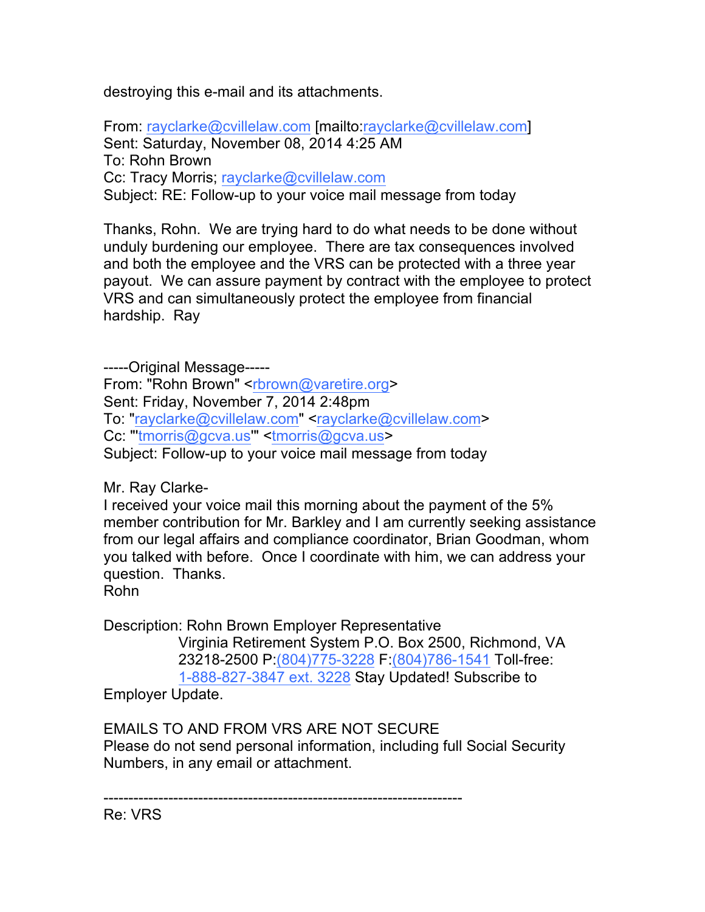destroying this e-mail and its attachments.

From: rayclarke@cvillelaw.com [mailto:rayclarke@cvillelaw.com]
Sent: Saturday, November 08, 2014 4:25 AM
To: Rohn Brown
Cc: Tracy Morris; rayclarke@cvillelaw.com
Subject: RE: Follow-up to your voice mail message from today

Thanks, Rohn. We are trying hard to do what needs to be done without unduly burdening our employee. There are tax consequences involved and both the employee and the VRS can be protected with a three year payout. We can assure payment by contract with the employee to protect VRS and can simultaneously protect the employee from financial hardship. Ray

-----Original Message-----
From: "Rohn Brown" <rbrown@varetire.org>
Sent: Friday, November 7, 2014 2:48pm
To: "rayclarke@cvillelaw.com" <rayclarke@cvillelaw.com>
Cc: "'tmorris@gcva.us'" <tmorris@gcva.us>
Subject: Follow-up to your voice mail message from today

Mr. Ray Clarke-
I received your voice mail this morning about the payment of the 5% member contribution for Mr. Barkley and I am currently seeking assistance from our legal affairs and compliance coordinator, Brian Goodman, whom you talked with before. Once I coordinate with him, we can address your question. Thanks.
Rohn

Description: Rohn Brown Employer Representative
Virginia Retirement System P.O. Box 2500, Richmond, VA 23218-2500 P:(804)775-3228 F:(804)786-1541 Toll-free: 1-888-827-3847 ext. 3228 Stay Updated! Subscribe to Employer Update.

EMAILS TO AND FROM VRS ARE NOT SECURE
Please do not send personal information, including full Social Security Numbers, in any email or attachment.

---

Re: VRS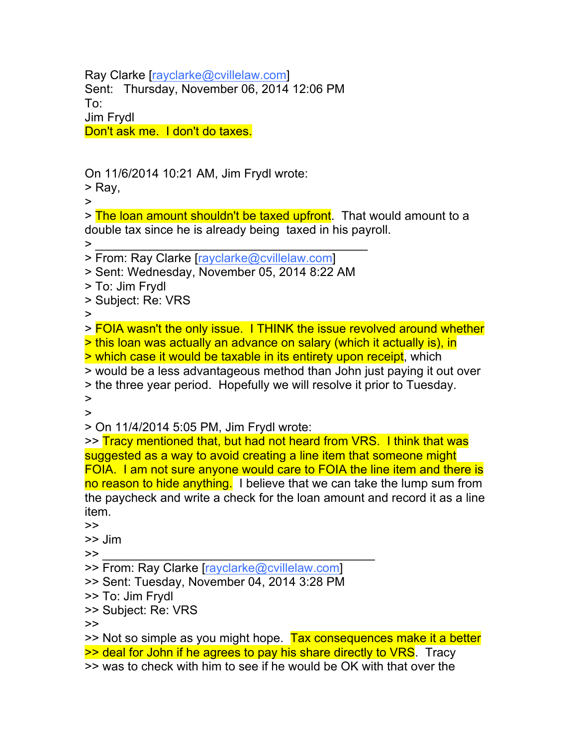Ray Clarke [rayclarke@cvillelaw.com]
Sent: Thursday, November 06, 2014 12:06 PM
To:
Jim Frydl
Don't ask me. I don't do taxes.

On 11/6/2014 10:21 AM, Jim Frydl wrote:
> Ray,
>
> The loan amount shouldn't be taxed upfront. That would amount to a double tax since he is already being taxed in his payroll.
> ________________________________________
> From: Ray Clarke [rayclarke@cvillelaw.com]
> Sent: Wednesday, November 05, 2014 8:22 AM
> To: Jim Frydl
> Subject: Re: VRS
>
> FOIA wasn't the only issue. I THINK the issue revolved around whether
> this loan was actually an advance on salary (which it actually is), in
> which case it would be taxable in its entirety upon receipt, which
> would be a less advantageous method than John just paying it out over
> the three year period. Hopefully we will resolve it prior to Tuesday.
>
>
> On 11/4/2014 5:05 PM, Jim Frydl wrote:
>> Tracy mentioned that, but had not heard from VRS. I think that was suggested as a way to avoid creating a line item that someone might FOIA. I am not sure anyone would care to FOIA the line item and there is no reason to hide anything. I believe that we can take the lump sum from the paycheck and write a check for the loan amount and record it as a line item.
>>
>> Jim
>> ________________________________________
>> From: Ray Clarke [rayclarke@cvillelaw.com]
>> Sent: Tuesday, November 04, 2014 3:28 PM
>> To: Jim Frydl
>> Subject: Re: VRS
>>
>> Not so simple as you might hope. Tax consequences make it a better
>> deal for John if he agrees to pay his share directly to VRS. Tracy
>> was to check with him to see if he would be OK with that over the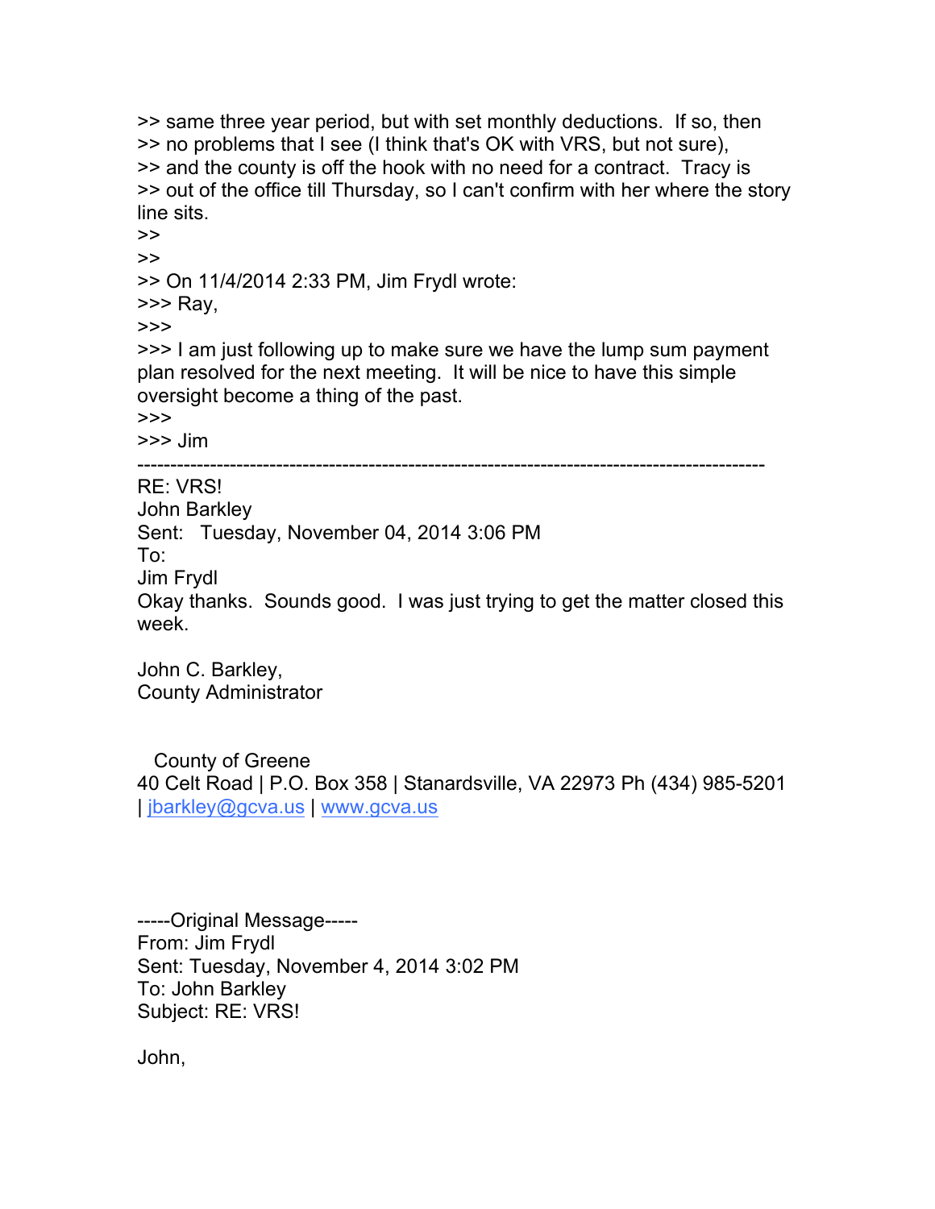>> same three year period, but with set monthly deductions.  If so, then
>> no problems that I see (I think that's OK with VRS, but not sure),
>> and the county is off the hook with no need for a contract.  Tracy is
>> out of the office till Thursday, so I can't confirm with her where the story line sits.
>>
>>
>> On 11/4/2014 2:33 PM, Jim Frydl wrote:
>>> Ray,
>>>
>>> I am just following up to make sure we have the lump sum payment plan resolved for the next meeting.  It will be nice to have this simple oversight become a thing of the past.
>>>
>>> Jim

---

RE: VRS!
John Barkley
Sent: Tuesday, November 04, 2014 3:06 PM
To:
Jim Frydl

Okay thanks.  Sounds good.  I was just trying to get the matter closed this week.

John C. Barkley,
County Administrator

County of Greene
40 Celt Road | P.O. Box 358 | Stanardsville, VA 22973 Ph (434) 985-5201 | jbarkley@gcva.us | www.gcva.us

-----Original Message-----
From: Jim Frydl
Sent: Tuesday, November 4, 2014 3:02 PM
To: John Barkley
Subject: RE: VRS!

John,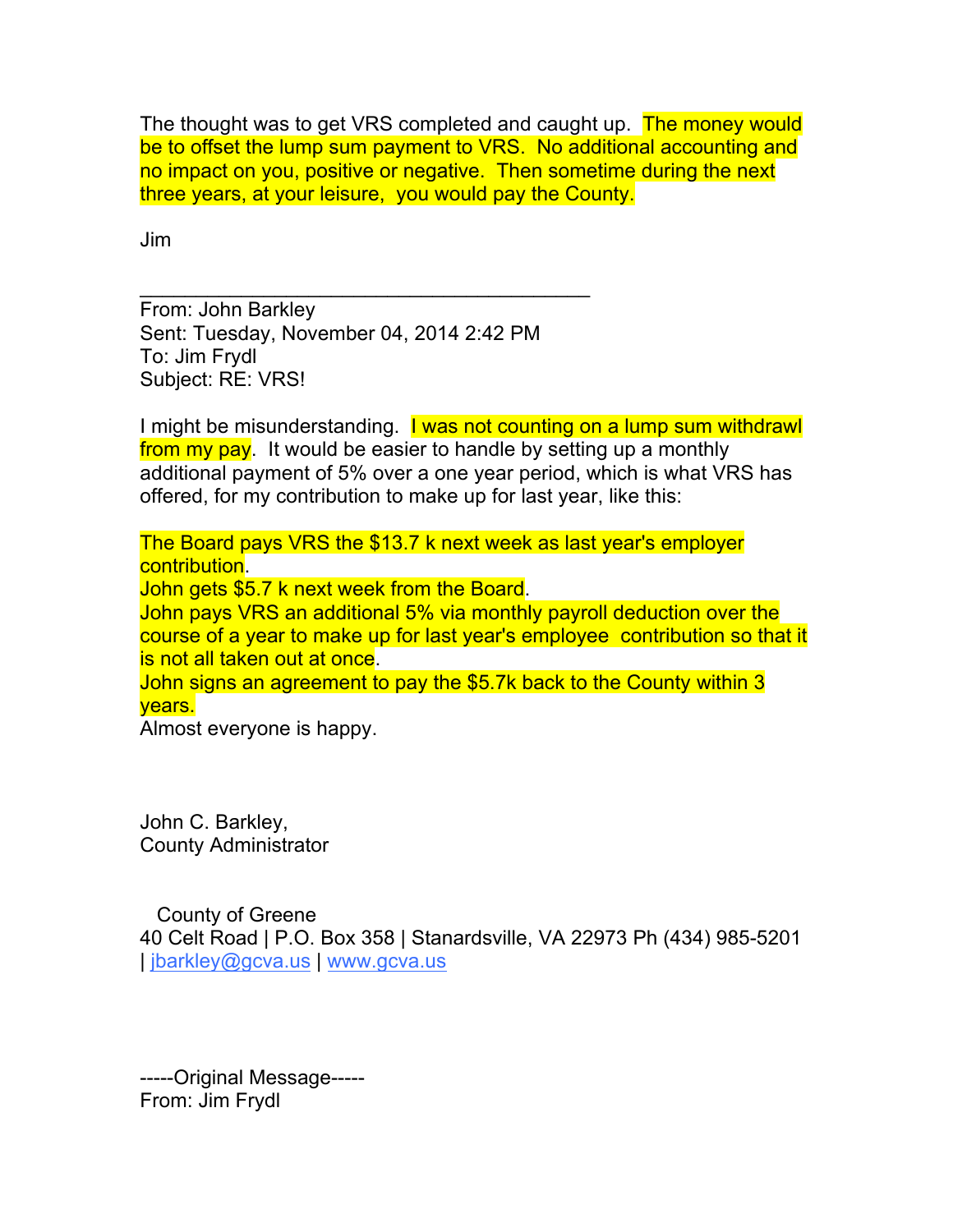The thought was to get VRS completed and caught up. The money would be to offset the lump sum payment to VRS. No additional accounting and no impact on you, positive or negative. Then sometime during the next three years, at your leisure, you would pay the County.

Jim

---

From: John Barkley
Sent: Tuesday, November 04, 2014 2:42 PM
To: Jim Frydl
Subject: RE: VRS!

I might be misunderstanding. I was not counting on a lump sum withdrawl from my pay. It would be easier to handle by setting up a monthly additional payment of 5% over a one year period, which is what VRS has offered, for my contribution to make up for last year, like this:

The Board pays VRS the $13.7 k next week as last year's employer contribution.
John gets $5.7 k next week from the Board.
John pays VRS an additional 5% via monthly payroll deduction over the course of a year to make up for last year's employee contribution so that it is not all taken out at once.
John signs an agreement to pay the $5.7k back to the County within 3 years.
Almost everyone is happy.

John C. Barkley,
County Administrator

County of Greene
40 Celt Road | P.O. Box 358 | Stanardsville, VA 22973 Ph (434) 985-5201 | jbarkley@gcva.us | www.gcva.us

-----Original Message-----
From: Jim Frydl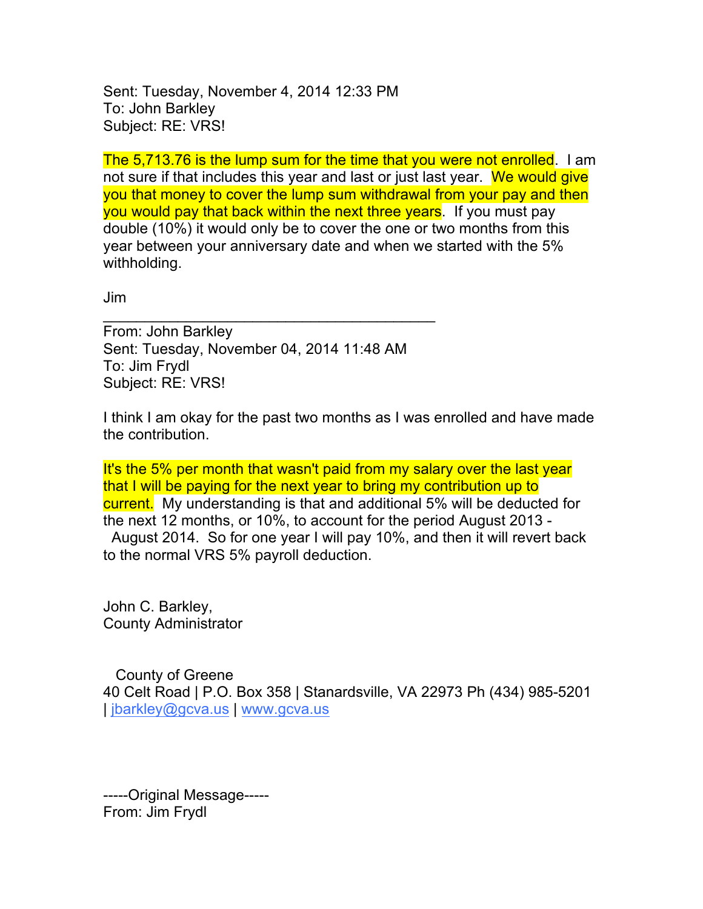Sent: Tuesday, November 4, 2014 12:33 PM
To: John Barkley
Subject: RE: VRS!

The 5,713.76 is the lump sum for the time that you were not enrolled. I am not sure if that includes this year and last or just last year. We would give you that money to cover the lump sum withdrawal from your pay and then you would pay that back within the next three years. If you must pay double (10%) it would only be to cover the one or two months from this year between your anniversary date and when we started with the 5% withholding.

Jim

---

From: John Barkley
Sent: Tuesday, November 04, 2014 11:48 AM
To: Jim Frydl
Subject: RE: VRS!

I think I am okay for the past two months as I was enrolled and have made the contribution.

It's the 5% per month that wasn't paid from my salary over the last year that I will be paying for the next year to bring my contribution up to current. My understanding is that and additional 5% will be deducted for the next 12 months, or 10%, to account for the period August 2013 - August 2014. So for one year I will pay 10%, and then it will revert back to the normal VRS 5% payroll deduction.

John C. Barkley,
County Administrator

County of Greene
40 Celt Road | P.O. Box 358 | Stanardsville, VA 22973 Ph (434) 985-5201 | jbarkley@gcva.us | www.gcva.us

-----Original Message-----
From: Jim Frydl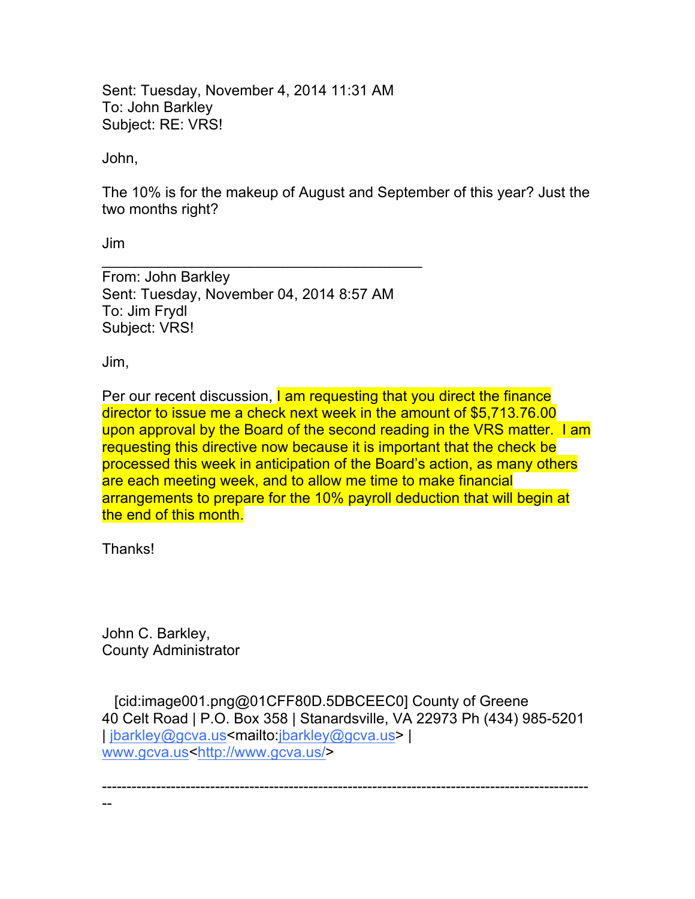Sent: Tuesday, November 4, 2014 11:31 AM
To: John Barkley
Subject: RE: VRS!

John,

The 10% is for the makeup of August and September of this year? Just the two months right?

Jim

---

From: John Barkley
Sent: Tuesday, November 04, 2014 8:57 AM
To: Jim Frydl
Subject: VRS!

Jim,

Per our recent discussion, I am requesting that you direct the finance director to issue me a check next week in the amount of $5,713.76.00 upon approval by the Board of the second reading in the VRS matter.  I am requesting this directive now because it is important that the check be processed this week in anticipation of the Board's action, as many others are each meeting week, and to allow me time to make financial arrangements to prepare for the 10% payroll deduction that will begin at the end of this month.

Thanks!

John C. Barkley,
County Administrator

[cid:image001.png@01CFF80D.5DBCEEC0] County of Greene
40 Celt Road | P.O. Box 358 | Stanardsville, VA 22973 Ph (434) 985-5201 | jbarkley@gcva.us<mailto:jbarkley@gcva.us> | www.gcva.us<http://www.gcva.us/>

---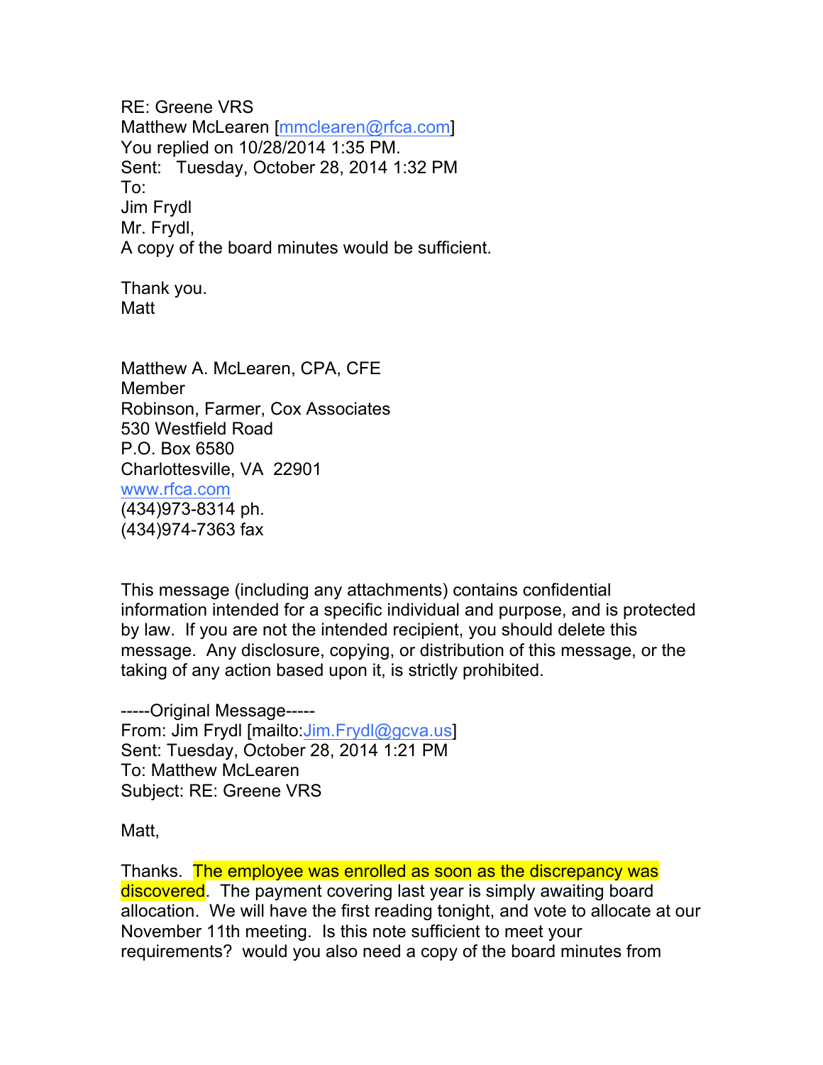RE: Greene VRS
Matthew McLearen [mmclearen@rfca.com]
You replied on 10/28/2014 1:35 PM.
Sent: Tuesday, October 28, 2014 1:32 PM
To:
Jim Frydl
Mr. Frydl,
A copy of the board minutes would be sufficient.

Thank you.
Matt

Matthew A. McLearen, CPA, CFE
Member
Robinson, Farmer, Cox Associates
530 Westfield Road
P.O. Box 6580
Charlottesville, VA 22901
www.rfca.com
(434)973-8314 ph.
(434)974-7363 fax

This message (including any attachments) contains confidential information intended for a specific individual and purpose, and is protected by law. If you are not the intended recipient, you should delete this message. Any disclosure, copying, or distribution of this message, or the taking of any action based upon it, is strictly prohibited.

-----Original Message-----
From: Jim Frydl [mailto:Jim.Frydl@gcva.us]
Sent: Tuesday, October 28, 2014 1:21 PM
To: Matthew McLearen
Subject: RE: Greene VRS

Matt,

Thanks. The employee was enrolled as soon as the discrepancy was discovered. The payment covering last year is simply awaiting board allocation. We will have the first reading tonight, and vote to allocate at our November 11th meeting. Is this note sufficient to meet your requirements? would you also need a copy of the board minutes from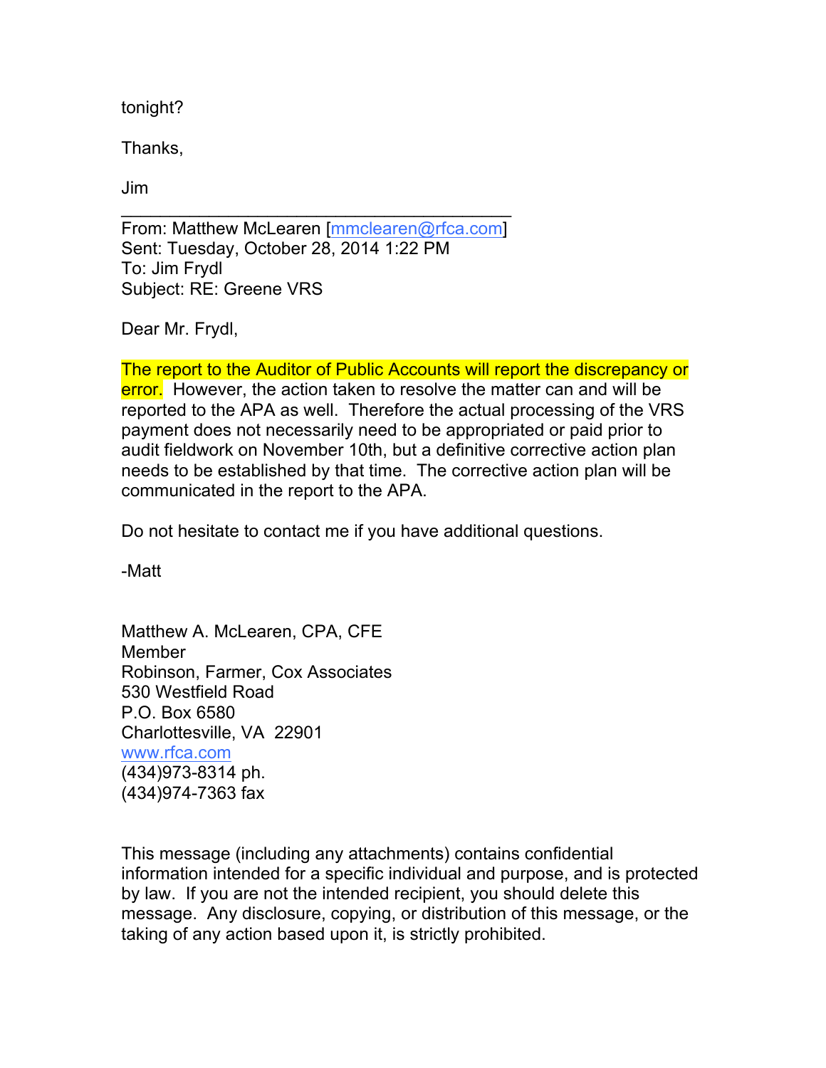tonight?

Thanks,

Jim

---

From: Matthew McLearen [mmclearen@rfca.com]
Sent: Tuesday, October 28, 2014 1:22 PM
To: Jim Frydl
Subject: RE: Greene VRS

Dear Mr. Frydl,

The report to the Auditor of Public Accounts will report the discrepancy or error. However, the action taken to resolve the matter can and will be reported to the APA as well. Therefore the actual processing of the VRS payment does not necessarily need to be appropriated or paid prior to audit fieldwork on November 10th, but a definitive corrective action plan needs to be established by that time. The corrective action plan will be communicated in the report to the APA.

Do not hesitate to contact me if you have additional questions.

-Matt

Matthew A. McLearen, CPA, CFE
Member
Robinson, Farmer, Cox Associates
530 Westfield Road
P.O. Box 6580
Charlottesville, VA 22901
www.rfca.com
(434)973-8314 ph.
(434)974-7363 fax

This message (including any attachments) contains confidential information intended for a specific individual and purpose, and is protected by law. If you are not the intended recipient, you should delete this message. Any disclosure, copying, or distribution of this message, or the taking of any action based upon it, is strictly prohibited.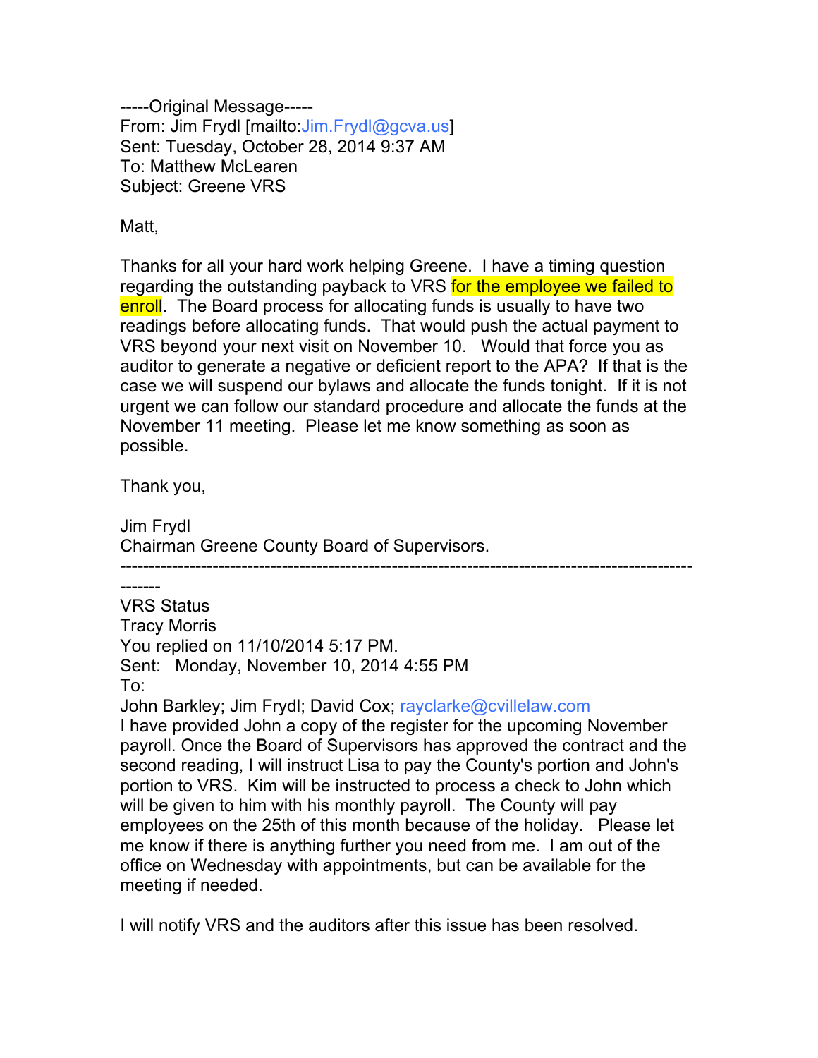-----Original Message-----
From: Jim Frydl [mailto:Jim.Frydl@gcva.us]
Sent: Tuesday, October 28, 2014 9:37 AM
To: Matthew McLearen
Subject: Greene VRS

Matt,

Thanks for all your hard work helping Greene. I have a timing question regarding the outstanding payback to VRS for the employee we failed to enroll. The Board process for allocating funds is usually to have two readings before allocating funds. That would push the actual payment to VRS beyond your next visit on November 10. Would that force you as auditor to generate a negative or deficient report to the APA? If that is the case we will suspend our bylaws and allocate the funds tonight. If it is not urgent we can follow our standard procedure and allocate the funds at the November 11 meeting. Please let me know something as soon as possible.

Thank you,

Jim Frydl
Chairman Greene County Board of Supervisors.

---

VRS Status
Tracy Morris
You replied on 11/10/2014 5:17 PM.
Sent: Monday, November 10, 2014 4:55 PM
To:
John Barkley; Jim Frydl; David Cox; rayclarke@cvillelaw.com
I have provided John a copy of the register for the upcoming November payroll. Once the Board of Supervisors has approved the contract and the second reading, I will instruct Lisa to pay the County's portion and John's portion to VRS. Kim will be instructed to process a check to John which will be given to him with his monthly payroll. The County will pay employees on the 25th of this month because of the holiday. Please let me know if there is anything further you need from me. I am out of the office on Wednesday with appointments, but can be available for the meeting if needed.

I will notify VRS and the auditors after this issue has been resolved.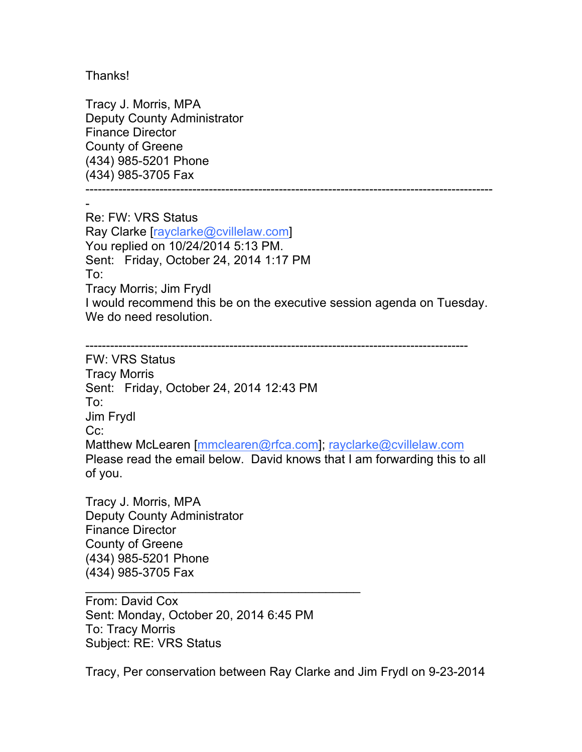Thanks!

Tracy J. Morris, MPA
Deputy County Administrator
Finance Director
County of Greene
(434) 985-5201 Phone
(434) 985-3705 Fax

---

Re: FW: VRS Status
Ray Clarke [rayclarke@cvillelaw.com]
You replied on 10/24/2014 5:13 PM.
Sent: Friday, October 24, 2014 1:17 PM
To:
Tracy Morris; Jim Frydl
I would recommend this be on the executive session agenda on Tuesday. We do need resolution.

---

FW: VRS Status
Tracy Morris
Sent: Friday, October 24, 2014 12:43 PM
To:
Jim Frydl
Cc:
Matthew McLearen [mmclearen@rfca.com]; rayclarke@cvillelaw.com
Please read the email below. David knows that I am forwarding this to all of you.

Tracy J. Morris, MPA
Deputy County Administrator
Finance Director
County of Greene
(434) 985-5201 Phone
(434) 985-3705 Fax

---

From: David Cox
Sent: Monday, October 20, 2014 6:45 PM
To: Tracy Morris
Subject: RE: VRS Status

Tracy, Per conservation between Ray Clarke and Jim Frydl on 9-23-2014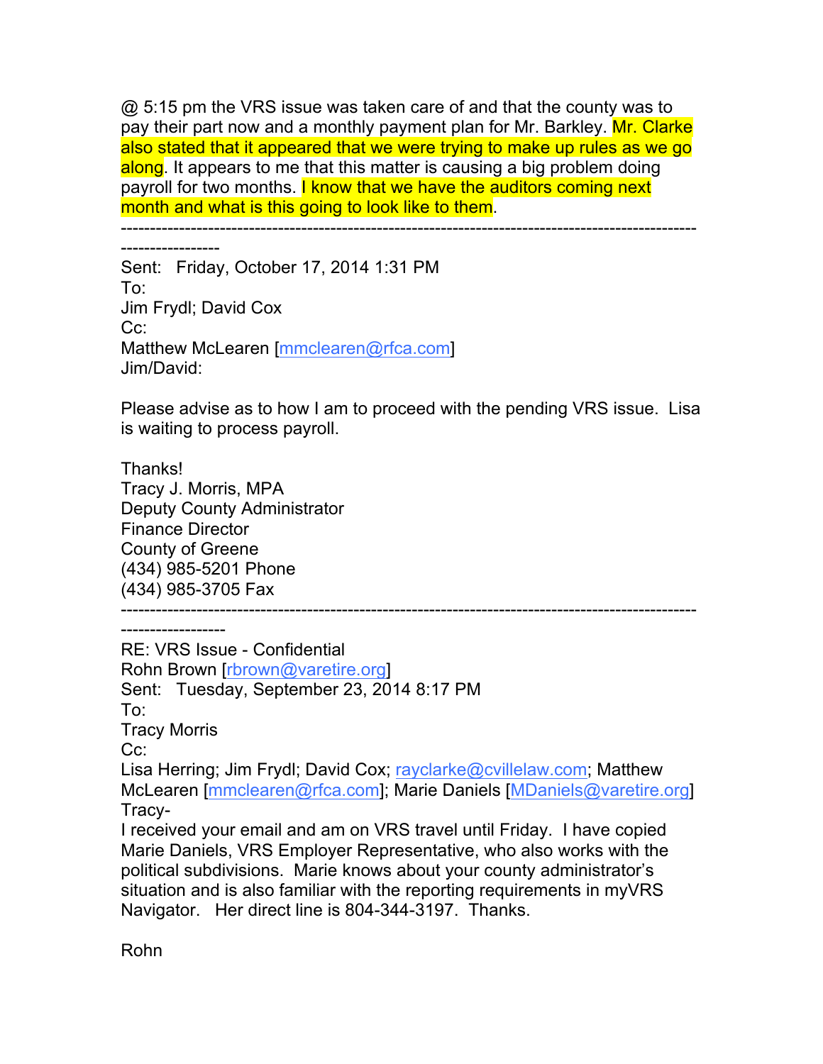@ 5:15 pm the VRS issue was taken care of and that the county was to pay their part now and a monthly payment plan for Mr. Barkley. Mr. Clarke also stated that it appeared that we were trying to make up rules as we go along. It appears to me that this matter is causing a big problem doing payroll for two months. I know that we have the auditors coming next month and what is this going to look like to them.

---

Sent: Friday, October 17, 2014 1:31 PM
To:
Jim Frydl; David Cox
Cc:
Matthew McLearen [mmclearen@rfca.com]
Jim/David:

Please advise as to how I am to proceed with the pending VRS issue. Lisa is waiting to process payroll.

Thanks!
Tracy J. Morris, MPA
Deputy County Administrator
Finance Director
County of Greene
(434) 985-5201 Phone
(434) 985-3705 Fax

---

RE: VRS Issue - Confidential
Rohn Brown [rbrown@varetire.org]
Sent: Tuesday, September 23, 2014 8:17 PM
To:
Tracy Morris
Cc:
Lisa Herring; Jim Frydl; David Cox; rayclarke@cvillelaw.com; Matthew McLearen [mmclearen@rfca.com]; Marie Daniels [MDaniels@varetire.org]
Tracy-
I received your email and am on VRS travel until Friday. I have copied Marie Daniels, VRS Employer Representative, who also works with the political subdivisions. Marie knows about your county administrator's situation and is also familiar with the reporting requirements in myVRS Navigator. Her direct line is 804-344-3197. Thanks.

Rohn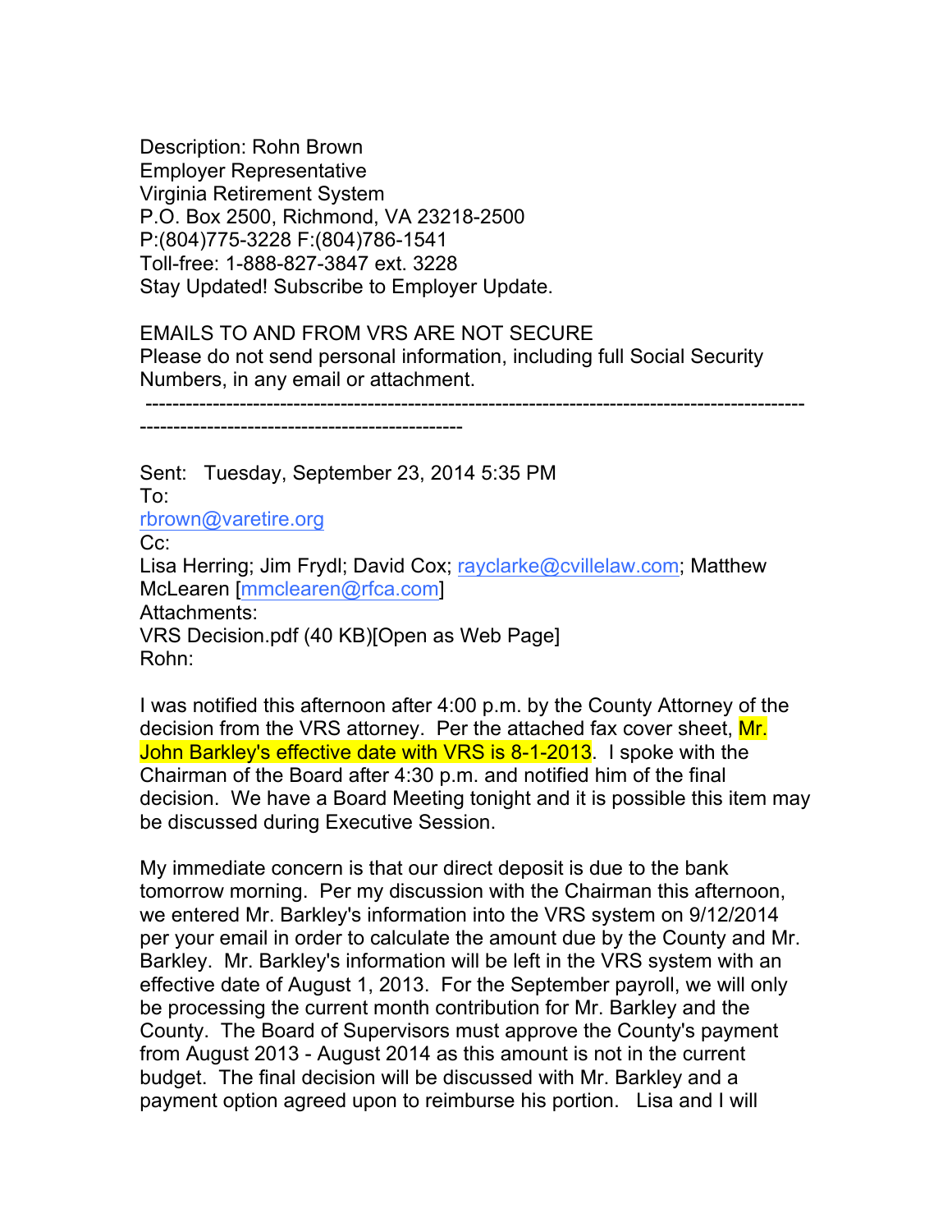Description: Rohn Brown
Employer Representative
Virginia Retirement System
P.O. Box 2500, Richmond, VA 23218-2500
P:(804)775-3228 F:(804)786-1541
Toll-free: 1-888-827-3847 ext. 3228
Stay Updated! Subscribe to Employer Update.

EMAILS TO AND FROM VRS ARE NOT SECURE
Please do not send personal information, including full Social Security Numbers, in any email or attachment.

---

Sent: Tuesday, September 23, 2014 5:35 PM
To:
rbrown@varetire.org
Cc:
Lisa Herring; Jim Frydl; David Cox; rayclarke@cvillelaw.com; Matthew McLearen [mmclearen@rfca.com]
Attachments:
VRS Decision.pdf (40 KB)[Open as Web Page]
Rohn:

I was notified this afternoon after 4:00 p.m. by the County Attorney of the decision from the VRS attorney. Per the attached fax cover sheet, Mr. John Barkley's effective date with VRS is 8-1-2013. I spoke with the Chairman of the Board after 4:30 p.m. and notified him of the final decision. We have a Board Meeting tonight and it is possible this item may be discussed during Executive Session.

My immediate concern is that our direct deposit is due to the bank tomorrow morning. Per my discussion with the Chairman this afternoon, we entered Mr. Barkley's information into the VRS system on 9/12/2014 per your email in order to calculate the amount due by the County and Mr. Barkley. Mr. Barkley's information will be left in the VRS system with an effective date of August 1, 2013. For the September payroll, we will only be processing the current month contribution for Mr. Barkley and the County. The Board of Supervisors must approve the County's payment from August 2013 - August 2014 as this amount is not in the current budget. The final decision will be discussed with Mr. Barkley and a payment option agreed upon to reimburse his portion. Lisa and I will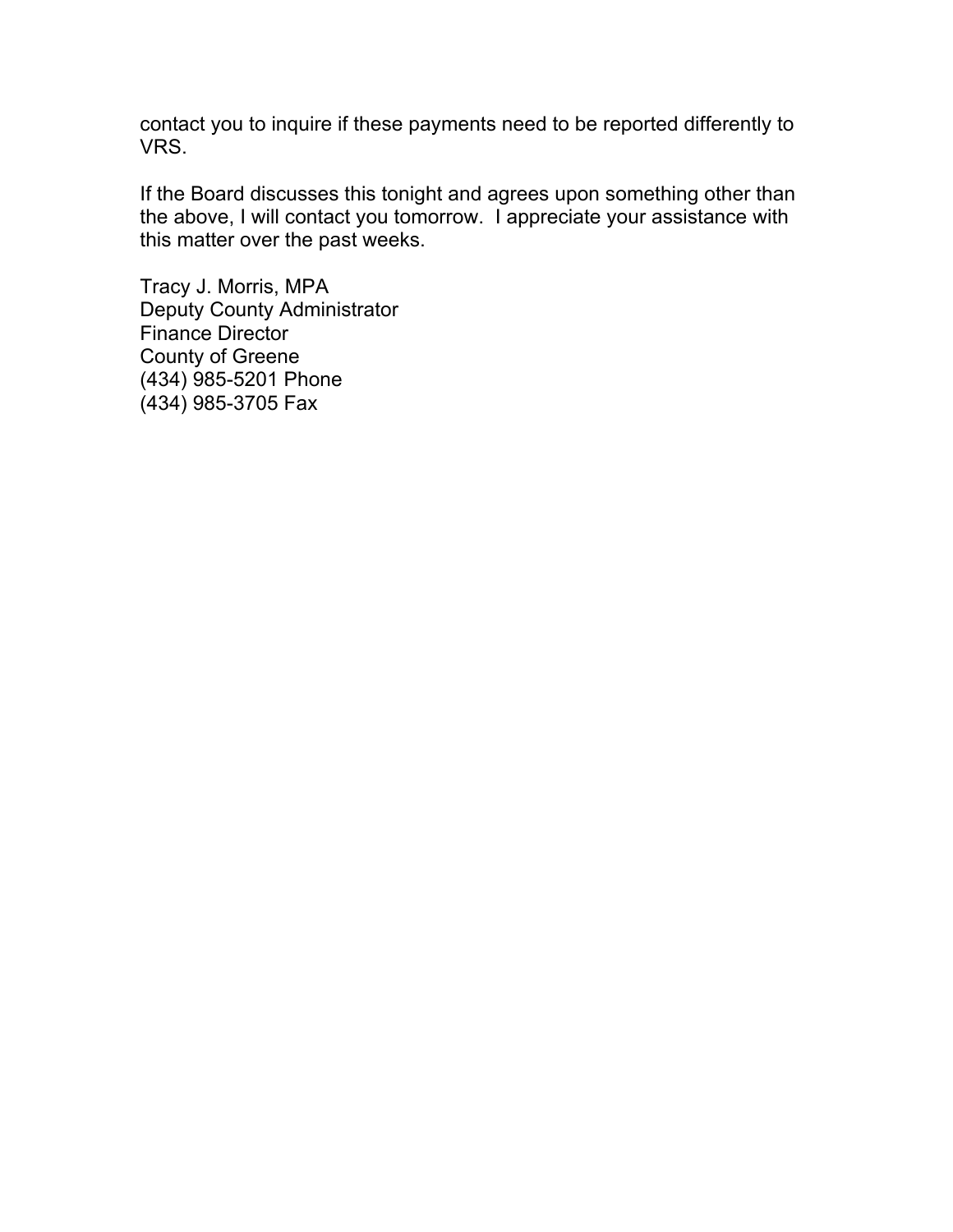contact you to inquire if these payments need to be reported differently to VRS.

If the Board discusses this tonight and agrees upon something other than the above, I will contact you tomorrow.  I appreciate your assistance with this matter over the past weeks.

Tracy J. Morris, MPA  
Deputy County Administrator  
Finance Director  
County of Greene  
(434) 985-5201 Phone  
(434) 985-3705 Fax